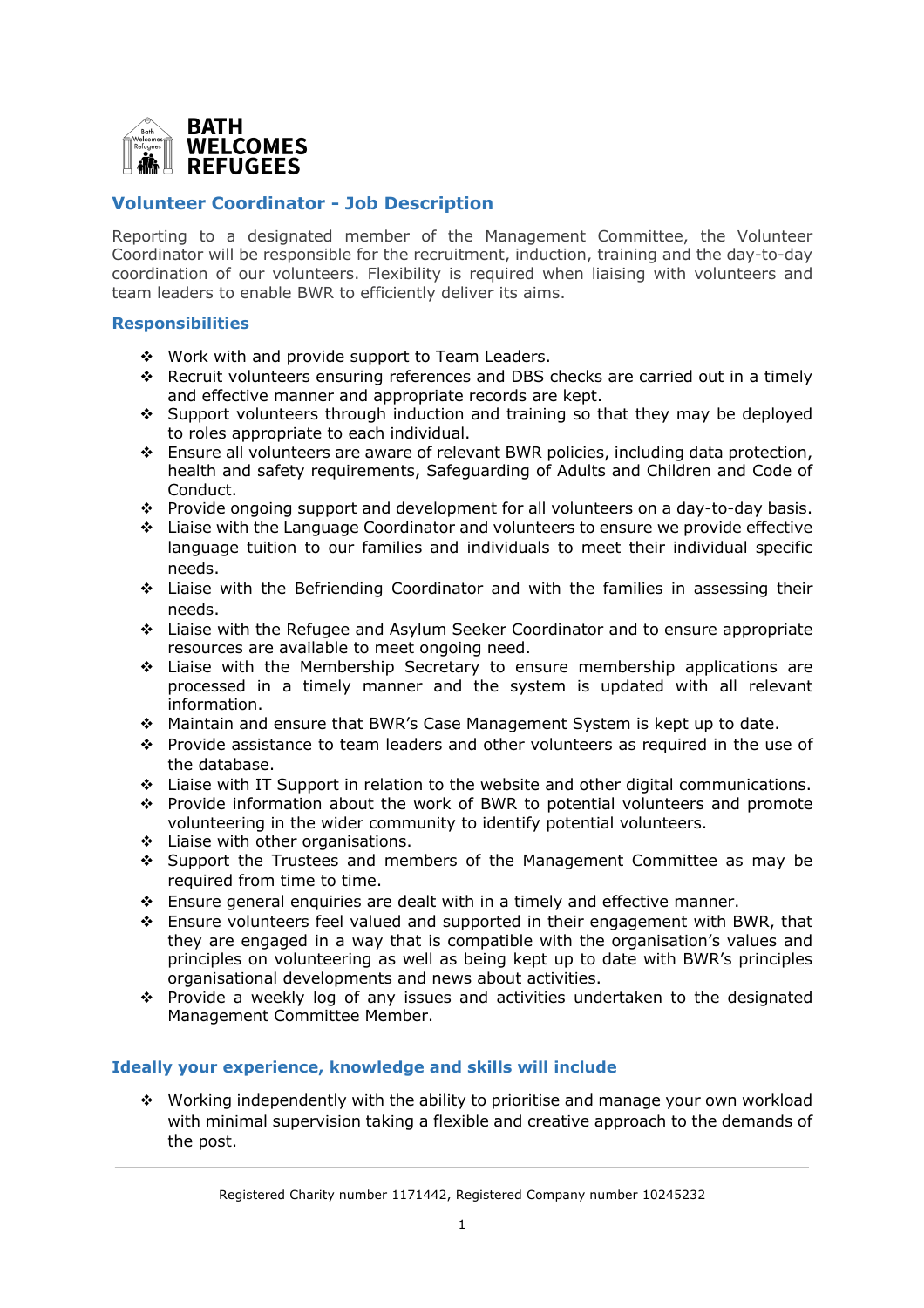**BATH WELCOMES REFUGEES**

## Volunteer Coordinator - Job Description

Reporting to a designated member of the Management Committee, the Volunteer Coordinator will be responsible for the recruitment, induction, training and the day-to-day coordination of our volunteers. Flexibility is required when liaising with volunteers and team leaders to enable BWR to efficiently deliver its aims.

### Responsibilities

- Work with and provide support to Team Leaders.
- Recruit volunteers ensuring references and DBS checks are carried out in a timely and effective manner and appropriate records are kept.
- Support volunteers through induction and training so that they may be deployed to roles appropriate to each individual.
- Ensure all volunteers are aware of relevant BWR policies, including data protection, health and safety requirements, Safeguarding of Adults and Children and Code of Conduct.
- Provide ongoing support and development for all volunteers on a day-to-day basis.
- Liaise with the Language Coordinator and volunteers to ensure we provide effective language tuition to our families and individuals to meet their individual specific needs.
- Liaise with the Befriending Coordinator and with the families in assessing their needs.
- Liaise with the Refugee and Asylum Seeker Coordinator and to ensure appropriate resources are available to meet ongoing need.
- Liaise with the Membership Secretary to ensure membership applications are processed in a timely manner and the system is updated with all relevant information.
- Maintain and ensure that BWR's Case Management System is kept up to date.
- Provide assistance to team leaders and other volunteers as required in the use of the database.
- Liaise with IT Support in relation to the website and other digital communications.
- Provide information about the work of BWR to potential volunteers and promote volunteering in the wider community to identify potential volunteers.
- Liaise with other organisations.
- Support the Trustees and members of the Management Committee as may be required from time to time.
- Ensure general enquiries are dealt with in a timely and effective manner.
- Ensure volunteers feel valued and supported in their engagement with BWR, that they are engaged in a way that is compatible with the organisation's values and principles on volunteering as well as being kept up to date with BWR's principles organisational developments and news about activities.
- Provide a weekly log of any issues and activities undertaken to the designated Management Committee Member.

### Ideally your experience, knowledge and skills will include

- Working independently with the ability to prioritise and manage your own workload with minimal supervision taking a flexible and creative approach to the demands of the post.

Registered Charity number 1171442, Registered Company number 10245232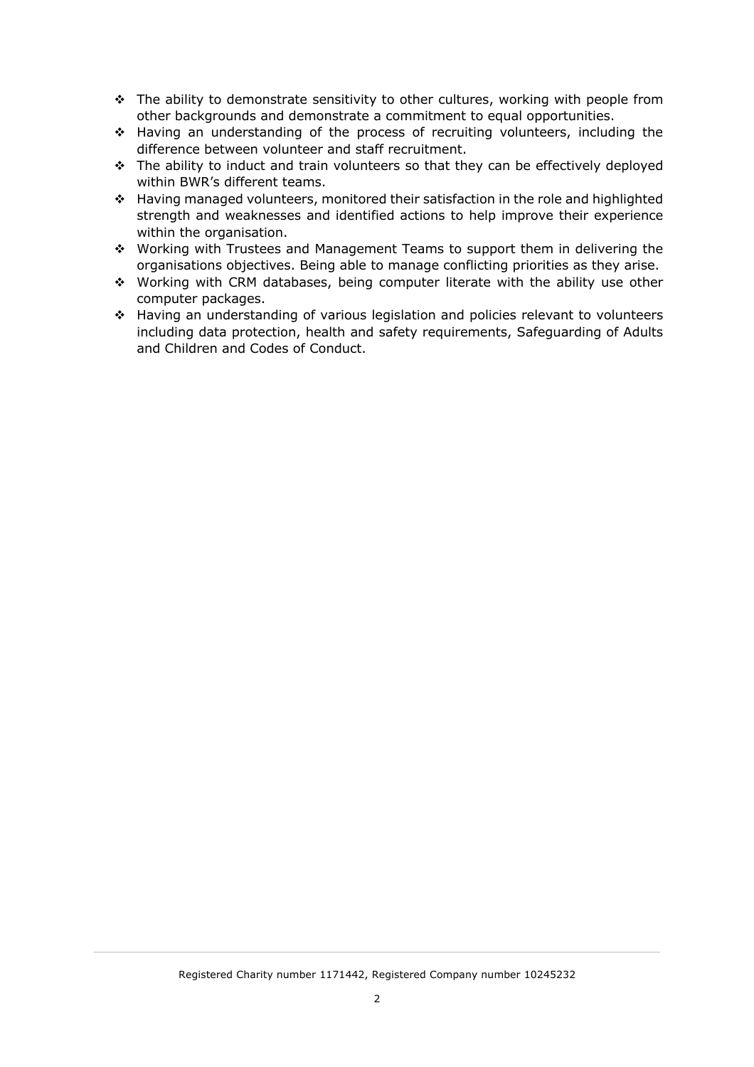- The ability to demonstrate sensitivity to other cultures, working with people from other backgrounds and demonstrate a commitment to equal opportunities.
- Having an understanding of the process of recruiting volunteers, including the difference between volunteer and staff recruitment.
- The ability to induct and train volunteers so that they can be effectively deployed within BWR's different teams.
- Having managed volunteers, monitored their satisfaction in the role and highlighted strength and weaknesses and identified actions to help improve their experience within the organisation.
- Working with Trustees and Management Teams to support them in delivering the organisations objectives. Being able to manage conflicting priorities as they arise.
- Working with CRM databases, being computer literate with the ability use other computer packages.
- Having an understanding of various legislation and policies relevant to volunteers including data protection, health and safety requirements, Safeguarding of Adults and Children and Codes of Conduct.

Registered Charity number 1171442, Registered Company number 10245232